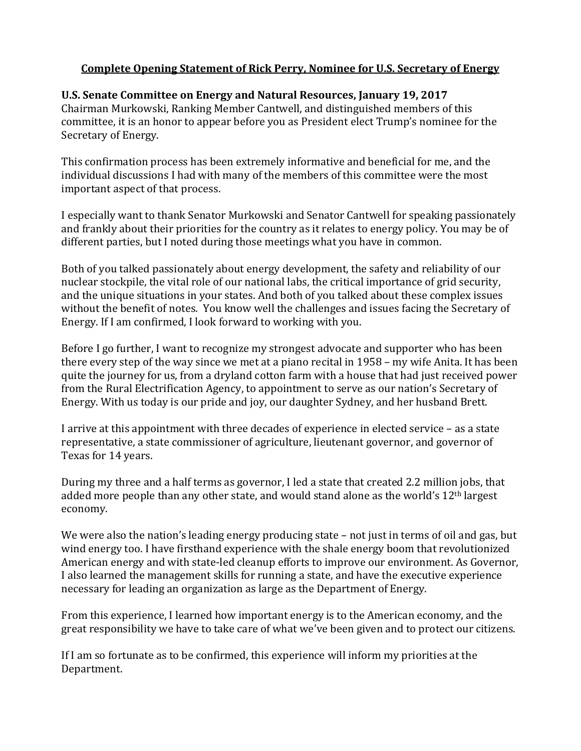# Complete Opening Statement of Rick Perry, Nominee for U.S. Secretary of Energy

**U.S. Senate Committee on Energy and Natural Resources, January 19, 2017**

Chairman Murkowski, Ranking Member Cantwell, and distinguished members of this committee, it is an honor to appear before you as President elect Trump's nominee for the Secretary of Energy.

This confirmation process has been extremely informative and beneficial for me, and the individual discussions I had with many of the members of this committee were the most important aspect of that process.

I especially want to thank Senator Murkowski and Senator Cantwell for speaking passionately and frankly about their priorities for the country as it relates to energy policy. You may be of different parties, but I noted during those meetings what you have in common.

Both of you talked passionately about energy development, the safety and reliability of our nuclear stockpile, the vital role of our national labs, the critical importance of grid security, and the unique situations in your states. And both of you talked about these complex issues without the benefit of notes. You know well the challenges and issues facing the Secretary of Energy. If I am confirmed, I look forward to working with you.

Before I go further, I want to recognize my strongest advocate and supporter who has been there every step of the way since we met at a piano recital in 1958 – my wife Anita. It has been quite the journey for us, from a dryland cotton farm with a house that had just received power from the Rural Electrification Agency, to appointment to serve as our nation's Secretary of Energy. With us today is our pride and joy, our daughter Sydney, and her husband Brett.

I arrive at this appointment with three decades of experience in elected service – as a state representative, a state commissioner of agriculture, lieutenant governor, and governor of Texas for 14 years.

During my three and a half terms as governor, I led a state that created 2.2 million jobs, that added more people than any other state, and would stand alone as the world's 12th largest economy.

We were also the nation's leading energy producing state – not just in terms of oil and gas, but wind energy too. I have firsthand experience with the shale energy boom that revolutionized American energy and with state-led cleanup efforts to improve our environment. As Governor, I also learned the management skills for running a state, and have the executive experience necessary for leading an organization as large as the Department of Energy.

From this experience, I learned how important energy is to the American economy, and the great responsibility we have to take care of what we've been given and to protect our citizens.

If I am so fortunate as to be confirmed, this experience will inform my priorities at the Department.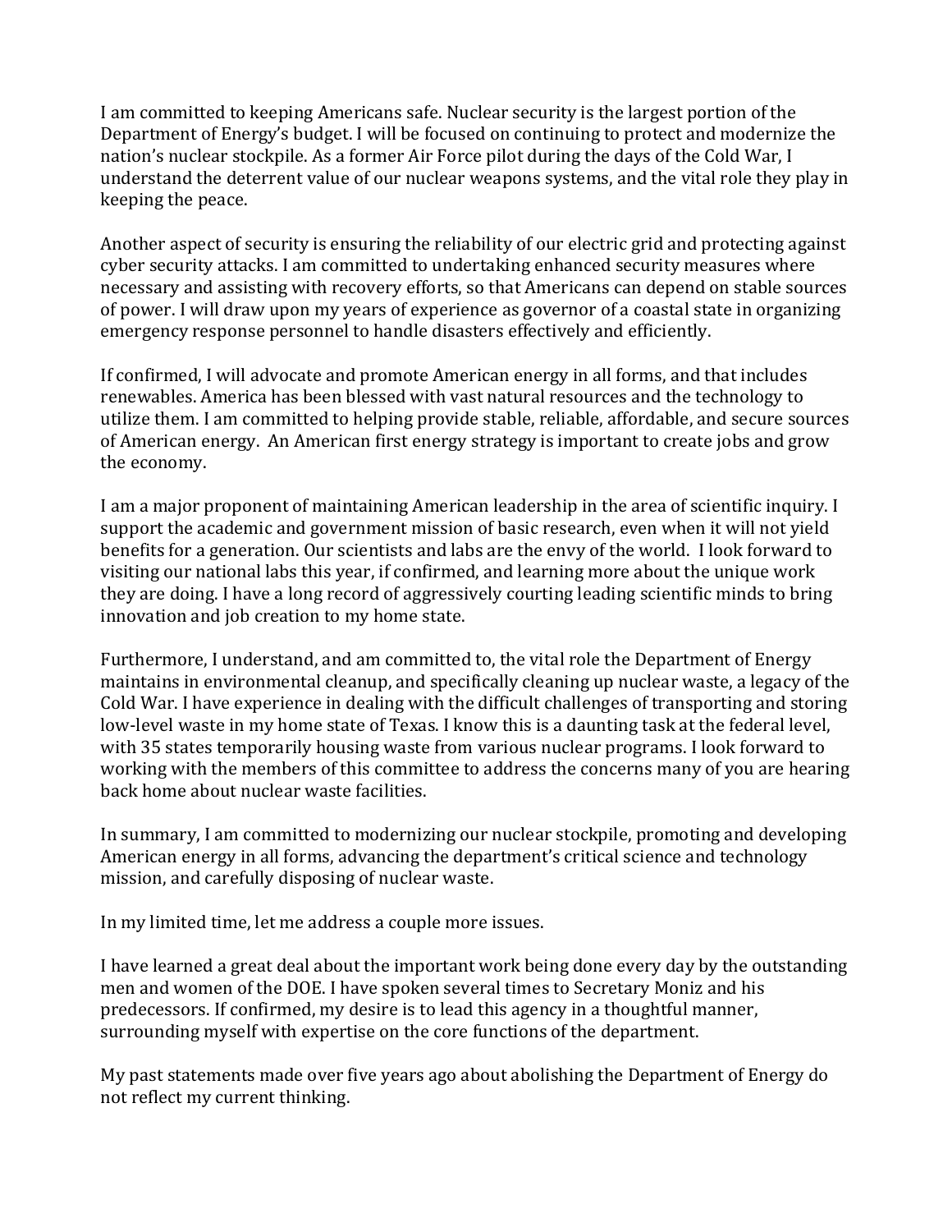I am committed to keeping Americans safe. Nuclear security is the largest portion of the Department of Energy's budget. I will be focused on continuing to protect and modernize the nation's nuclear stockpile. As a former Air Force pilot during the days of the Cold War, I understand the deterrent value of our nuclear weapons systems, and the vital role they play in keeping the peace.

Another aspect of security is ensuring the reliability of our electric grid and protecting against cyber security attacks. I am committed to undertaking enhanced security measures where necessary and assisting with recovery efforts, so that Americans can depend on stable sources of power. I will draw upon my years of experience as governor of a coastal state in organizing emergency response personnel to handle disasters effectively and efficiently.

If confirmed, I will advocate and promote American energy in all forms, and that includes renewables. America has been blessed with vast natural resources and the technology to utilize them. I am committed to helping provide stable, reliable, affordable, and secure sources of American energy. An American first energy strategy is important to create jobs and grow the economy.

I am a major proponent of maintaining American leadership in the area of scientific inquiry. I support the academic and government mission of basic research, even when it will not yield benefits for a generation. Our scientists and labs are the envy of the world. I look forward to visiting our national labs this year, if confirmed, and learning more about the unique work they are doing. I have a long record of aggressively courting leading scientific minds to bring innovation and job creation to my home state.

Furthermore, I understand, and am committed to, the vital role the Department of Energy maintains in environmental cleanup, and specifically cleaning up nuclear waste, a legacy of the Cold War. I have experience in dealing with the difficult challenges of transporting and storing low-level waste in my home state of Texas. I know this is a daunting task at the federal level, with 35 states temporarily housing waste from various nuclear programs. I look forward to working with the members of this committee to address the concerns many of you are hearing back home about nuclear waste facilities.

In summary, I am committed to modernizing our nuclear stockpile, promoting and developing American energy in all forms, advancing the department's critical science and technology mission, and carefully disposing of nuclear waste.

In my limited time, let me address a couple more issues.

I have learned a great deal about the important work being done every day by the outstanding men and women of the DOE. I have spoken several times to Secretary Moniz and his predecessors. If confirmed, my desire is to lead this agency in a thoughtful manner, surrounding myself with expertise on the core functions of the department.

My past statements made over five years ago about abolishing the Department of Energy do not reflect my current thinking.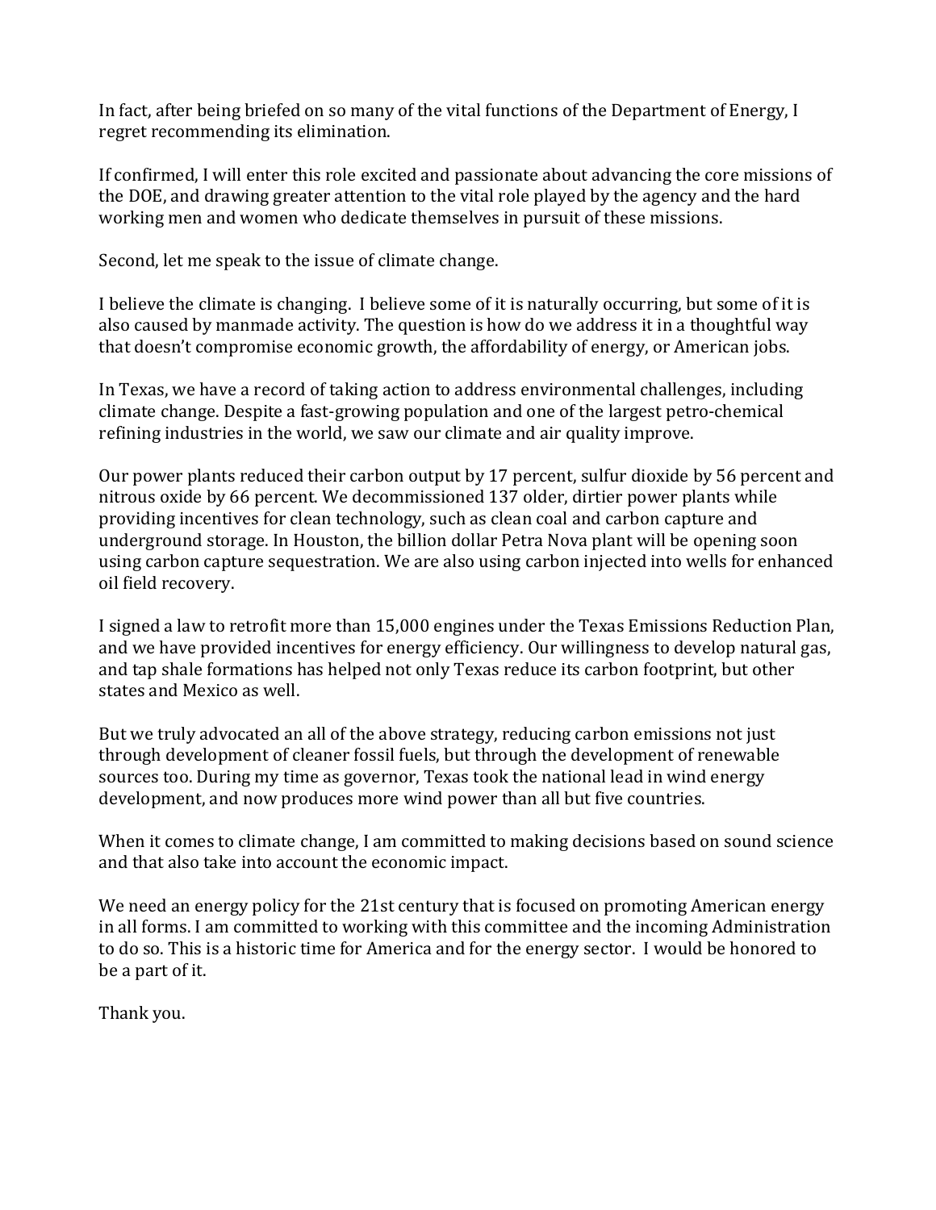In fact, after being briefed on so many of the vital functions of the Department of Energy, I regret recommending its elimination.

If confirmed, I will enter this role excited and passionate about advancing the core missions of the DOE, and drawing greater attention to the vital role played by the agency and the hard working men and women who dedicate themselves in pursuit of these missions.

Second, let me speak to the issue of climate change.

I believe the climate is changing. I believe some of it is naturally occurring, but some of it is also caused by manmade activity. The question is how do we address it in a thoughtful way that doesn't compromise economic growth, the affordability of energy, or American jobs.

In Texas, we have a record of taking action to address environmental challenges, including climate change. Despite a fast-growing population and one of the largest petro-chemical refining industries in the world, we saw our climate and air quality improve.

Our power plants reduced their carbon output by 17 percent, sulfur dioxide by 56 percent and nitrous oxide by 66 percent. We decommissioned 137 older, dirtier power plants while providing incentives for clean technology, such as clean coal and carbon capture and underground storage. In Houston, the billion dollar Petra Nova plant will be opening soon using carbon capture sequestration. We are also using carbon injected into wells for enhanced oil field recovery.

I signed a law to retrofit more than 15,000 engines under the Texas Emissions Reduction Plan, and we have provided incentives for energy efficiency. Our willingness to develop natural gas, and tap shale formations has helped not only Texas reduce its carbon footprint, but other states and Mexico as well.

But we truly advocated an all of the above strategy, reducing carbon emissions not just through development of cleaner fossil fuels, but through the development of renewable sources too. During my time as governor, Texas took the national lead in wind energy development, and now produces more wind power than all but five countries.

When it comes to climate change, I am committed to making decisions based on sound science and that also take into account the economic impact.

We need an energy policy for the 21st century that is focused on promoting American energy in all forms. I am committed to working with this committee and the incoming Administration to do so. This is a historic time for America and for the energy sector. I would be honored to be a part of it.

Thank you.